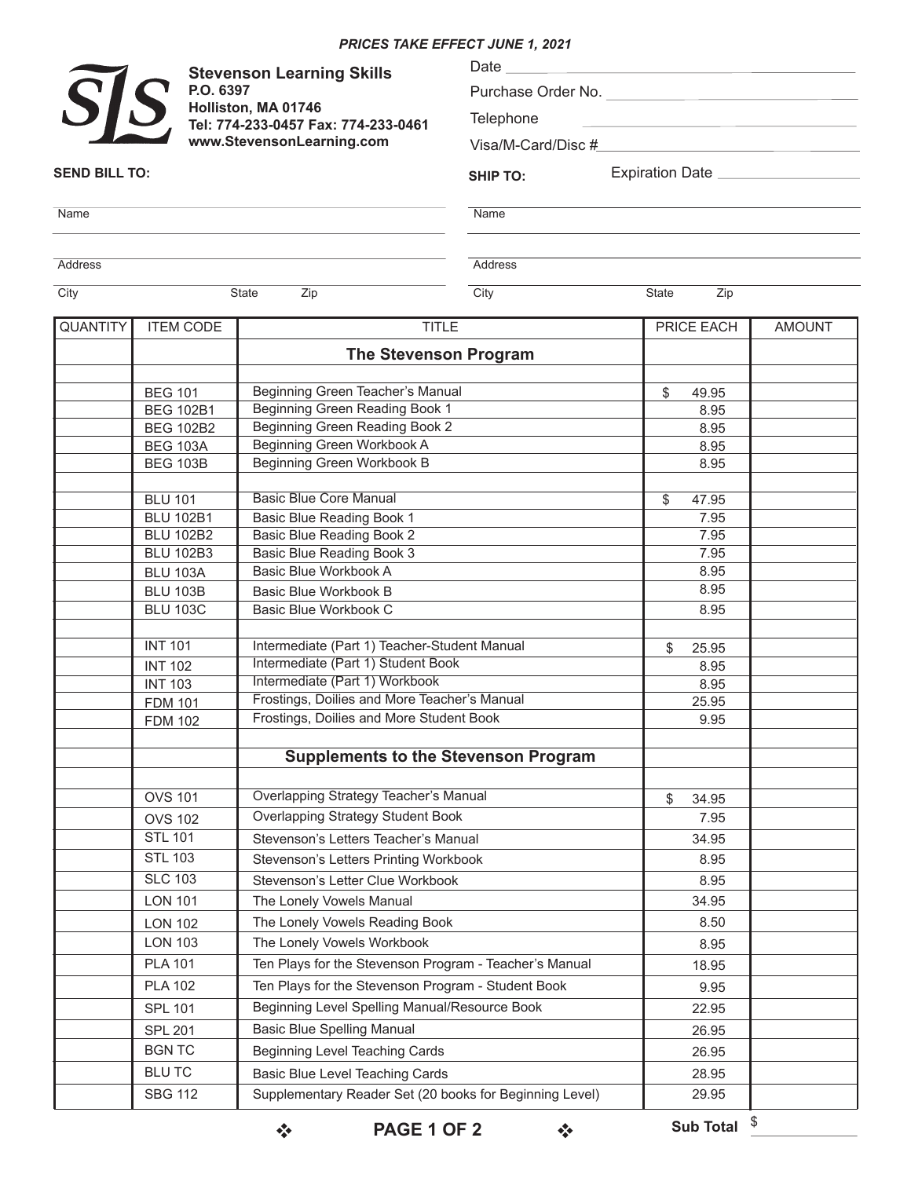*PRICES TAKE EFFECT JUNE 1, 2021*

**Stevenson Learning Skills**
**P.O. 6397**
**Holliston, MA 01746**
**Tel: 774-233-0457 Fax: 774-233-0461**
**www.StevensonLearning.com**

Date ______________________

Purchase Order No. ______________________

Telephone ______________________

Visa/M-Card/Disc #______________________

**SEND BILL TO:**

Name ______________________

Address ______________________

City ________ State ________ Zip ________

**SHIP TO:**

Expiration Date ______________________

Name ______________________

Address ______________________

City ________ State ________ Zip ________

| QUANTITY | ITEM CODE | TITLE | PRICE EACH | AMOUNT |
|---|---|---|---|---|
| | | **The Stevenson Program** | | |
| | | | | |
| | BEG 101 | Beginning Green Teacher's Manual | $ 49.95 | |
| | BEG 102B1 | Beginning Green Reading Book 1 | 8.95 | |
| | BEG 102B2 | Beginning Green Reading Book 2 | 8.95 | |
| | BEG 103A | Beginning Green Workbook A | 8.95 | |
| | BEG 103B | Beginning Green Workbook B | 8.95 | |
| | | | | |
| | BLU 101 | Basic Blue Core Manual | $ 47.95 | |
| | BLU 102B1 | Basic Blue Reading Book 1 | 7.95 | |
| | BLU 102B2 | Basic Blue Reading Book 2 | 7.95 | |
| | BLU 102B3 | Basic Blue Reading Book 3 | 7.95 | |
| | BLU 103A | Basic Blue Workbook A | 8.95 | |
| | BLU 103B | Basic Blue Workbook B | 8.95 | |
| | BLU 103C | Basic Blue Workbook C | 8.95 | |
| | | | | |
| | INT 101 | Intermediate (Part 1) Teacher-Student Manual | $ 25.95 | |
| | INT 102 | Intermediate (Part 1) Student Book | 8.95 | |
| | INT 103 | Intermediate (Part 1) Workbook | 8.95 | |
| | FDM 101 | Frostings, Doilies and More Teacher's Manual | 25.95 | |
| | FDM 102 | Frostings, Doilies and More Student Book | 9.95 | |
| | | | | |
| | | **Supplements to the Stevenson Program** | | |
| | | | | |
| | OVS 101 | Overlapping Strategy Teacher's Manual | $ 34.95 | |
| | OVS 102 | Overlapping Strategy Student Book | 7.95 | |
| | STL 101 | Stevenson's Letters Teacher's Manual | 34.95 | |
| | STL 103 | Stevenson's Letters Printing Workbook | 8.95 | |
| | SLC 103 | Stevenson's Letter Clue Workbook | 8.95 | |
| | LON 101 | The Lonely Vowels Manual | 34.95 | |
| | LON 102 | The Lonely Vowels Reading Book | 8.50 | |
| | LON 103 | The Lonely Vowels Workbook | 8.95 | |
| | PLA 101 | Ten Plays for the Stevenson Program - Teacher's Manual | 18.95 | |
| | PLA 102 | Ten Plays for the Stevenson Program - Student Book | 9.95 | |
| | SPL 101 | Beginning Level Spelling Manual/Resource Book | 22.95 | |
| | SPL 201 | Basic Blue Spelling Manual | 26.95 | |
| | BGN TC | Beginning Level Teaching Cards | 26.95 | |
| | BLU TC | Basic Blue Level Teaching Cards | 28.95 | |
| | SBG 112 | Supplementary Reader Set (20 books for Beginning Level) | 29.95 | |

**Sub Total** $ ______________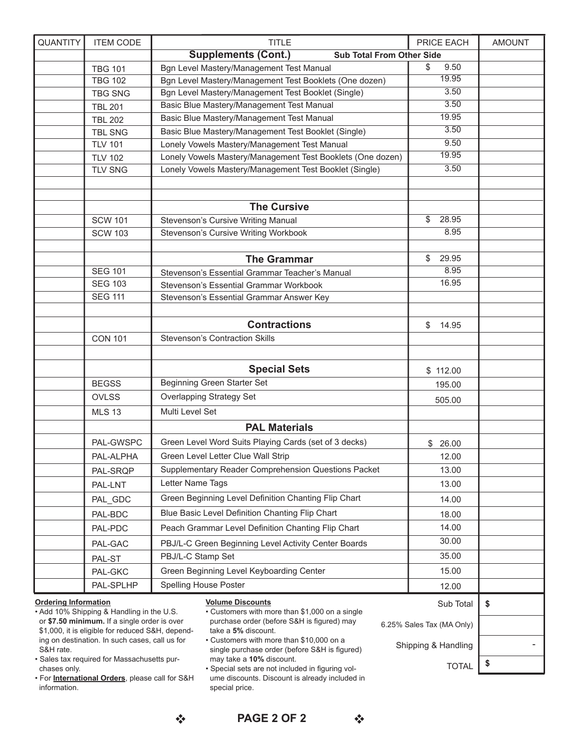| QUANTITY | ITEM CODE | TITLE | PRICE EACH | AMOUNT |
|---|---|---|---|---|
| | | **Supplements (Cont.)** **Sub Total From Other Side** | | |
| | TBG 101 | Bgn Level Mastery/Management Test Manual | $ 9.50 | |
| | TBG 102 | Bgn Level Mastery/Management Test Booklets (One dozen) | 19.95 | |
| | TBG SNG | Bgn Level Mastery/Management Test Booklet (Single) | 3.50 | |
| | TBL 201 | Basic Blue Mastery/Management Test Manual | 3.50 | |
| | TBL 202 | Basic Blue Mastery/Management Test Manual | 19.95 | |
| | TBL SNG | Basic Blue Mastery/Management Test Booklet (Single) | 3.50 | |
| | TLV 101 | Lonely Vowels Mastery/Management Test Manual | 9.50 | |
| | TLV 102 | Lonely Vowels Mastery/Management Test Booklets (One dozen) | 19.95 | |
| | TLV SNG | Lonely Vowels Mastery/Management Test Booklet (Single) | 3.50 | |
| | | | | |
| | | | | |
| | | **The Cursive** | | |
| | SCW 101 | Stevenson's Cursive Writing Manual | $ 28.95 | |
| | SCW 103 | Stevenson's Cursive Writing Workbook | 8.95 | |
| | | | | |
| | | **The Grammar** | $ 29.95 | |
| | SEG 101 | Stevenson's Essential Grammar Teacher's Manual | 8.95 | |
| | SEG 103 | Stevenson's Essential Grammar Workbook | 16.95 | |
| | SEG 111 | Stevenson's Essential Grammar Answer Key | | |
| | | | | |
| | | **Contractions** | $ 14.95 | |
| | CON 101 | Stevenson's Contraction Skills | | |
| | | | | |
| | | **Special Sets** | $ 112.00 | |
| | BEGSS | Beginning Green Starter Set | 195.00 | |
| | OVLSS | Overlapping Strategy Set | 505.00 | |
| | MLS 13 | Multi Level Set | | |
| | | **PAL Materials** | | |
| | PAL-GWSPC | Green Level Word Suits Playing Cards (set of 3 decks) | $ 26.00 | |
| | PAL-ALPHA | Green Level Letter Clue Wall Strip | 12.00 | |
| | PAL-SRQP | Supplementary Reader Comprehension Questions Packet | 13.00 | |
| | PAL-LNT | Letter Name Tags | 13.00 | |
| | PAL_GDC | Green Beginning Level Definition Chanting Flip Chart | 14.00 | |
| | PAL-BDC | Blue Basic Level Definition Chanting Flip Chart | 18.00 | |
| | PAL-PDC | Peach Grammar Level Definition Chanting Flip Chart | 14.00 | |
| | PAL-GAC | PBJ/L-C Green Beginning Level Activity Center Boards | 30.00 | |
| | PAL-ST | PBJ/L-C Stamp Set | 35.00 | |
| | PAL-GKC | Green Beginning Level Keyboarding Center | 15.00 | |
| | PAL-SPLHP | Spelling House Poster | 12.00 | |

**Ordering Information**

- Add 10% Shipping & Handling in the U.S. or **$7.50 minimum.** If a single order is over $1,000, it is eligible for reduced S&H, depending on destination. In such cases, call us for S&H rate.
- Sales tax required for Massachusetts purchases only.
- For **International Orders**, please call for S&H information.

**Volume Discounts**

- Customers with more than $1,000 on a single purchase order (before S&H is figured) may take a **5%** discount.
- Customers with more than $10,000 on a single purchase order (before S&H is figured) may take a **10%** discount.
- Special sets are not included in figuring volume discounts. Discount is already included in special price.

| | |
|---|---|
| Sub Total | $ |
| 6.25% Sales Tax (MA Only) | |
| Shipping & Handling | - |
| TOTAL | $ |